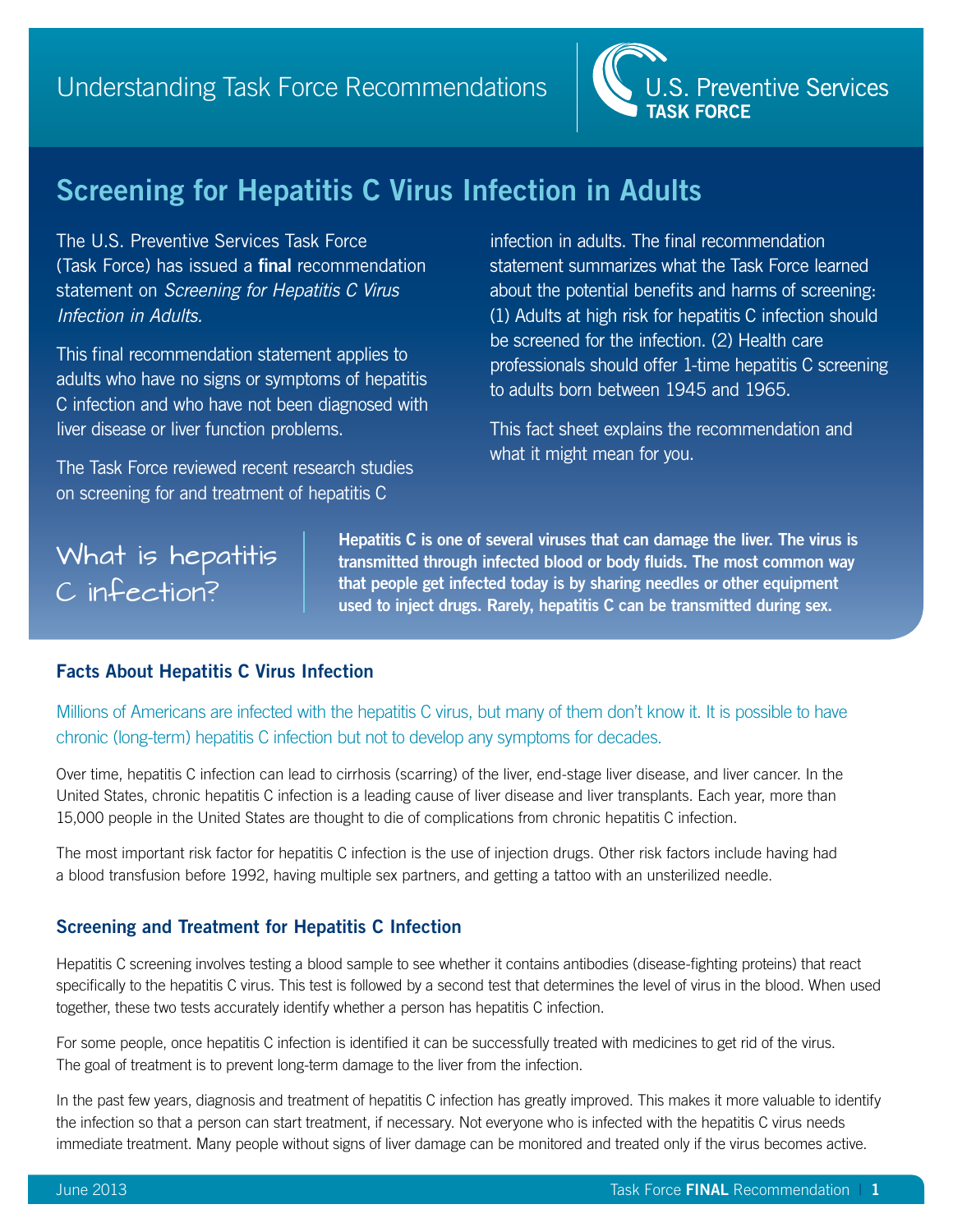Understanding Task Force Recommendations

U.S. Preventive Services **TASK FORCE**

# Screening for Hepatitis C Virus Infection in Adults

The U.S. Preventive Services Task Force (Task Force) has issued a **final** recommendation statement on *Screening for Hepatitis C Virus Infection in Adults.*

This final recommendation statement applies to adults who have no signs or symptoms of hepatitis C infection and who have not been diagnosed with liver disease or liver function problems.

The Task Force reviewed recent research studies on screening for and treatment of hepatitis C infection in adults. The final recommendation statement summarizes what the Task Force learned about the potential benefits and harms of screening: (1) Adults at high risk for hepatitis C infection should be screened for the infection. (2) Health care professionals should offer 1-time hepatitis C screening to adults born between 1945 and 1965.

This fact sheet explains the recommendation and what it might mean for you.

## What is hepatitis C infection?

**Hepatitis C is one of several viruses that can damage the liver. The virus is transmitted through infected blood or body fluids. The most common way that people get infected today is by sharing needles or other equipment used to inject drugs. Rarely, hepatitis C can be transmitted during sex.**

### Facts About Hepatitis C Virus Infection

Millions of Americans are infected with the hepatitis C virus, but many of them don't know it. It is possible to have chronic (long-term) hepatitis C infection but not to develop any symptoms for decades.

Over time, hepatitis C infection can lead to cirrhosis (scarring) of the liver, end-stage liver disease, and liver cancer. In the United States, chronic hepatitis C infection is a leading cause of liver disease and liver transplants. Each year, more than 15,000 people in the United States are thought to die of complications from chronic hepatitis C infection.

The most important risk factor for hepatitis C infection is the use of injection drugs. Other risk factors include having had a blood transfusion before 1992, having multiple sex partners, and getting a tattoo with an unsterilized needle.

### Screening and Treatment for Hepatitis C Infection

Hepatitis C screening involves testing a blood sample to see whether it contains antibodies (disease-fighting proteins) that react specifically to the hepatitis C virus. This test is followed by a second test that determines the level of virus in the blood. When used together, these two tests accurately identify whether a person has hepatitis C infection.

For some people, once hepatitis C infection is identified it can be successfully treated with medicines to get rid of the virus. The goal of treatment is to prevent long-term damage to the liver from the infection.

In the past few years, diagnosis and treatment of hepatitis C infection has greatly improved. This makes it more valuable to identify the infection so that a person can start treatment, if necessary. Not everyone who is infected with the hepatitis C virus needs immediate treatment. Many people without signs of liver damage can be monitored and treated only if the virus becomes active.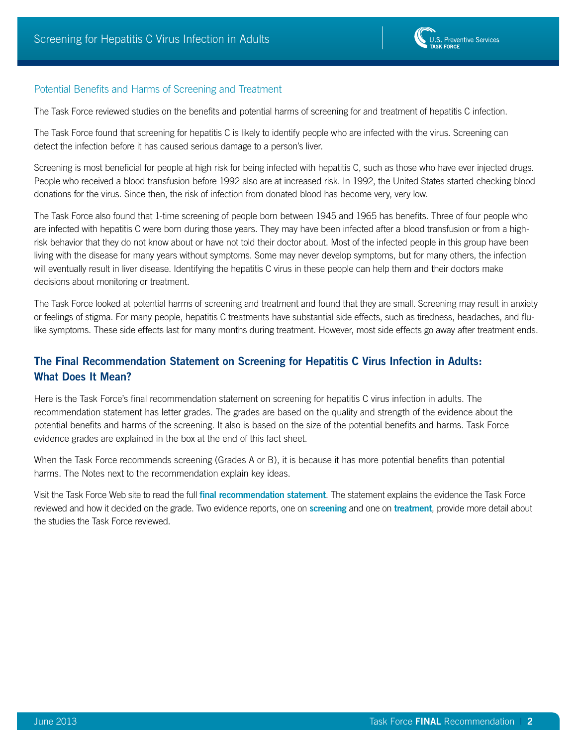## Potential Benefits and Harms of Screening and Treatment

The Task Force reviewed studies on the benefits and potential harms of screening for and treatment of hepatitis C infection.

The Task Force found that screening for hepatitis C is likely to identify people who are infected with the virus. Screening can detect the infection before it has caused serious damage to a person's liver.

Screening is most beneficial for people at high risk for being infected with hepatitis C, such as those who have ever injected drugs. People who received a blood transfusion before 1992 also are at increased risk. In 1992, the United States started checking blood donations for the virus. Since then, the risk of infection from donated blood has become very, very low.

The Task Force also found that 1-time screening of people born between 1945 and 1965 has benefits. Three of four people who are infected with hepatitis C were born during those years. They may have been infected after a blood transfusion or from a high-risk behavior that they do not know about or have not told their doctor about. Most of the infected people in this group have been living with the disease for many years without symptoms. Some may never develop symptoms, but for many others, the infection will eventually result in liver disease. Identifying the hepatitis C virus in these people can help them and their doctors make decisions about monitoring or treatment.

The Task Force looked at potential harms of screening and treatment and found that they are small. Screening may result in anxiety or feelings of stigma. For many people, hepatitis C treatments have substantial side effects, such as tiredness, headaches, and flu-like symptoms. These side effects last for many months during treatment. However, most side effects go away after treatment ends.

## The Final Recommendation Statement on Screening for Hepatitis C Virus Infection in Adults: What Does It Mean?

Here is the Task Force's final recommendation statement on screening for hepatitis C virus infection in adults. The recommendation statement has letter grades. The grades are based on the quality and strength of the evidence about the potential benefits and harms of the screening. It also is based on the size of the potential benefits and harms. Task Force evidence grades are explained in the box at the end of this fact sheet.

When the Task Force recommends screening (Grades A or B), it is because it has more potential benefits than potential harms. The Notes next to the recommendation explain key ideas.

Visit the Task Force Web site to read the full **final recommendation statement**. The statement explains the evidence the Task Force reviewed and how it decided on the grade. Two evidence reports, one on **screening** and one on **treatment**, provide more detail about the studies the Task Force reviewed.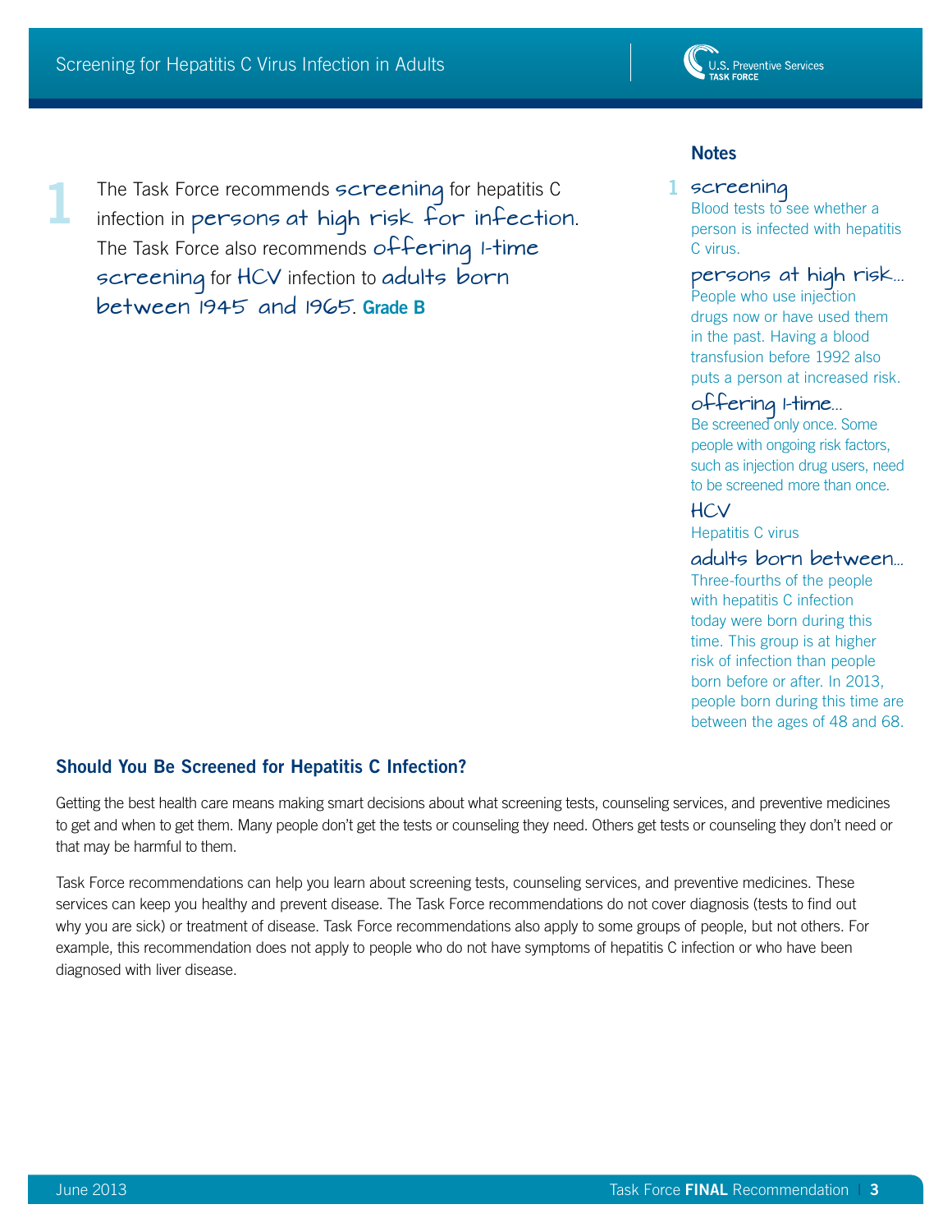**1** The Task Force recommends **screening** for hepatitis C infection in **persons at high risk for infection**. The Task Force also recommends **offering 1-time screening** for **HCV** infection to **adults born between 1945 and 1965**. **Grade B**

### Notes

**1 screening**
Blood tests to see whether a person is infected with hepatitis C virus.

**persons at high risk...**
People who use injection drugs now or have used them in the past. Having a blood transfusion before 1992 also puts a person at increased risk.

**offering 1-time...**
Be screened only once. Some people with ongoing risk factors, such as injection drug users, need to be screened more than once.

**HCV**
Hepatitis C virus

**adults born between...**
Three-fourths of the people with hepatitis C infection today were born during this time. This group is at higher risk of infection than people born before or after. In 2013, people born during this time are between the ages of 48 and 68.

## Should You Be Screened for Hepatitis C Infection?

Getting the best health care means making smart decisions about what screening tests, counseling services, and preventive medicines to get and when to get them. Many people don't get the tests or counseling they need. Others get tests or counseling they don't need or that may be harmful to them.

Task Force recommendations can help you learn about screening tests, counseling services, and preventive medicines. These services can keep you healthy and prevent disease. The Task Force recommendations do not cover diagnosis (tests to find out why you are sick) or treatment of disease. Task Force recommendations also apply to some groups of people, but not others. For example, this recommendation does not apply to people who do not have symptoms of hepatitis C infection or who have been diagnosed with liver disease.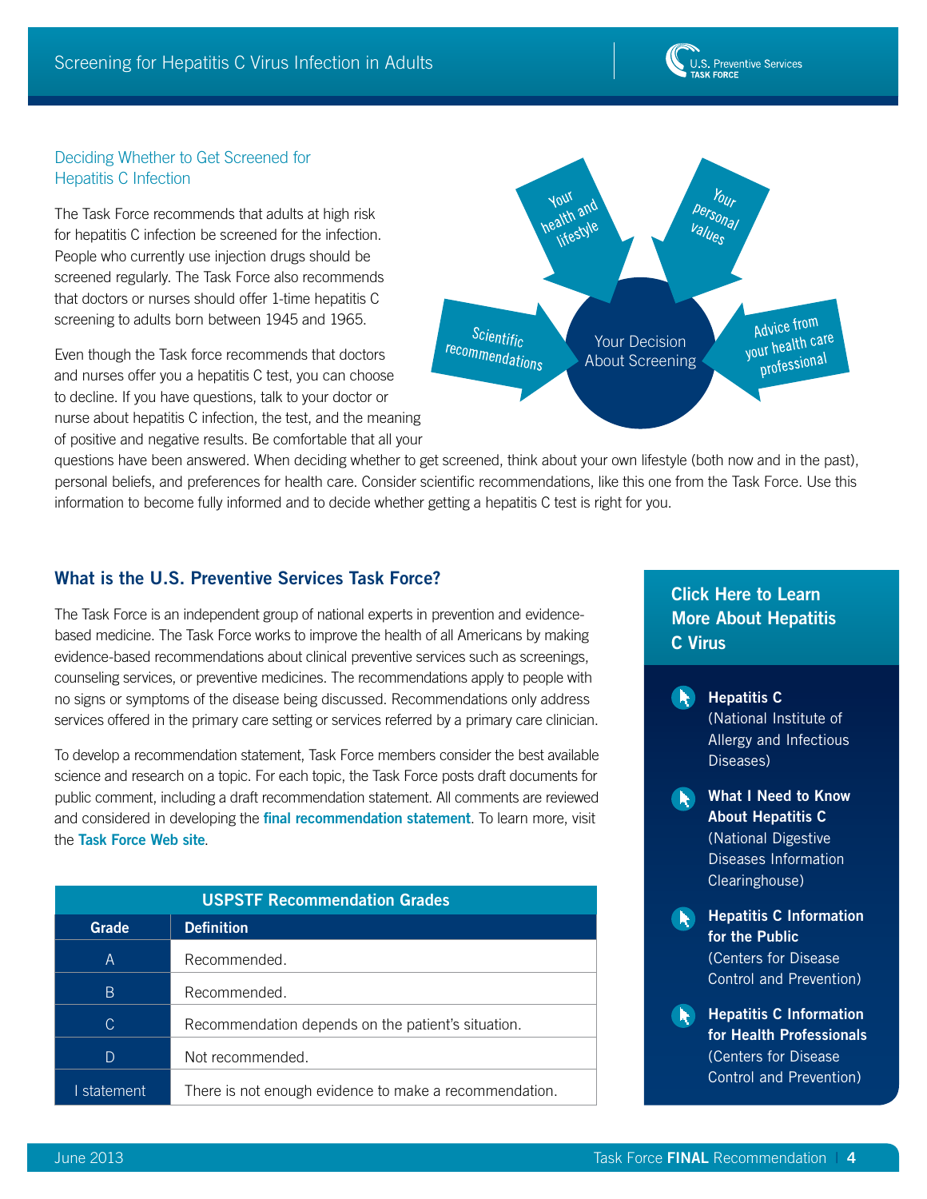## Deciding Whether to Get Screened for Hepatitis C Infection

The Task Force recommends that adults at high risk for hepatitis C infection be screened for the infection. People who currently use injection drugs should be screened regularly. The Task Force also recommends that doctors or nurses should offer 1-time hepatitis C screening to adults born between 1945 and 1965.

Even though the Task force recommends that doctors and nurses offer you a hepatitis C test, you can choose to decline. If you have questions, talk to your doctor or nurse about hepatitis C infection, the test, and the meaning of positive and negative results. Be comfortable that all your questions have been answered. When deciding whether to get screened, think about your own lifestyle (both now and in the past), personal beliefs, and preferences for health care. Consider scientific recommendations, like this one from the Task Force. Use this information to become fully informed and to decide whether getting a hepatitis C test is right for you.

Your health and lifestyle

Your personal values

Scientific recommendations

Your Decision About Screening

Advice from your health care professional

## What is the U.S. Preventive Services Task Force?

The Task Force is an independent group of national experts in prevention and evidence-based medicine. The Task Force works to improve the health of all Americans by making evidence-based recommendations about clinical preventive services such as screenings, counseling services, or preventive medicines. The recommendations apply to people with no signs or symptoms of the disease being discussed. Recommendations only address services offered in the primary care setting or services referred by a primary care clinician.

To develop a recommendation statement, Task Force members consider the best available science and research on a topic. For each topic, the Task Force posts draft documents for public comment, including a draft recommendation statement. All comments are reviewed and considered in developing the **final recommendation statement**. To learn more, visit the **Task Force Web site**.

**USPSTF Recommendation Grades**

| Grade | Definition |
|---|---|
| A | Recommended. |
| B | Recommended. |
| C | Recommendation depends on the patient's situation. |
| D | Not recommended. |
| I statement | There is not enough evidence to make a recommendation. |

### Click Here to Learn More About Hepatitis C Virus

- **Hepatitis C** (National Institute of Allergy and Infectious Diseases)
- **What I Need to Know About Hepatitis C** (National Digestive Diseases Information Clearinghouse)
- **Hepatitis C Information for the Public** (Centers for Disease Control and Prevention)
- **Hepatitis C Information for Health Professionals** (Centers for Disease Control and Prevention)